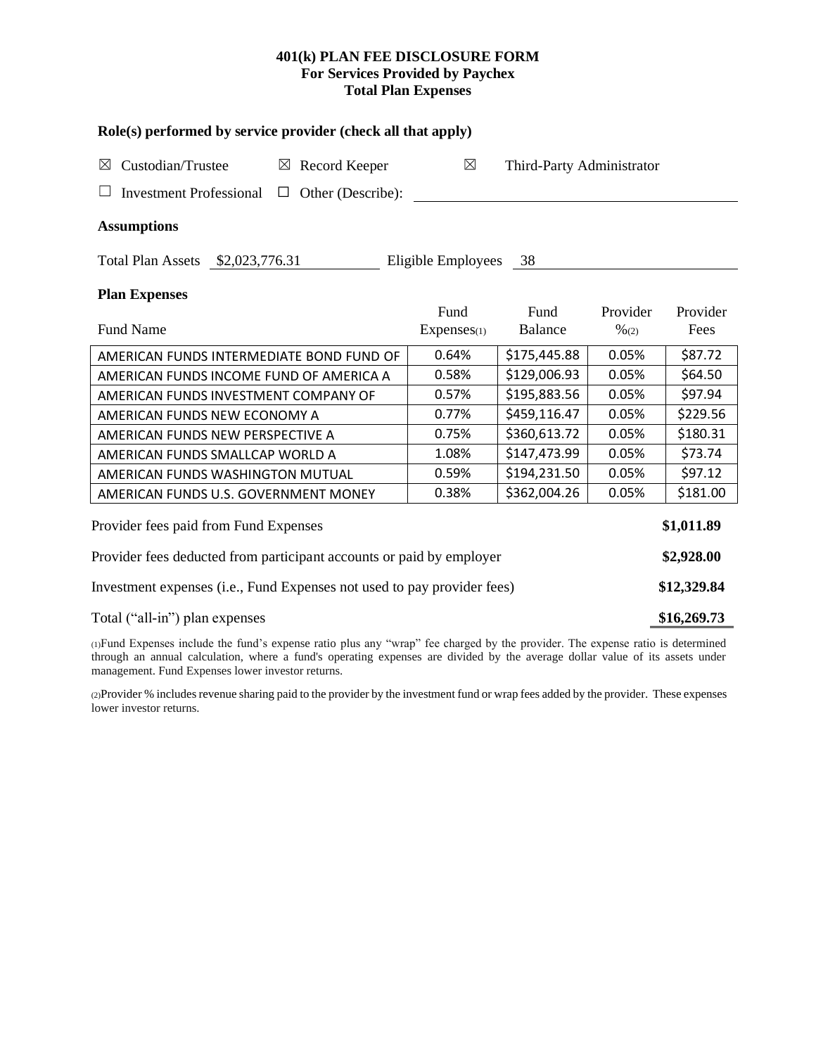# 401(k) PLAN FEE DISCLOSURE FORM
## For Services Provided by Paychex
## Total Plan Expenses

**Role(s) performed by service provider (check all that apply)**

☒ Custodian/Trustee ☒ Record Keeper ☒ Third-Party Administrator

☐ Investment Professional ☐ Other (Describe): ____________________

**Assumptions**

Total Plan Assets $2,023,776.31 Eligible Employees 38

**Plan Expenses**

| Fund Name | Fund Expenses(1) | Fund Balance | Provider %(2) | Provider Fees |
|---|---|---|---|---|
| AMERICAN FUNDS INTERMEDIATE BOND FUND OF | 0.64% | $175,445.88 | 0.05% | $87.72 |
| AMERICAN FUNDS INCOME FUND OF AMERICA A | 0.58% | $129,006.93 | 0.05% | $64.50 |
| AMERICAN FUNDS INVESTMENT COMPANY OF | 0.57% | $195,883.56 | 0.05% | $97.94 |
| AMERICAN FUNDS NEW ECONOMY A | 0.77% | $459,116.47 | 0.05% | $229.56 |
| AMERICAN FUNDS NEW PERSPECTIVE A | 0.75% | $360,613.72 | 0.05% | $180.31 |
| AMERICAN FUNDS SMALLCAP WORLD A | 1.08% | $147,473.99 | 0.05% | $73.74 |
| AMERICAN FUNDS WASHINGTON MUTUAL | 0.59% | $194,231.50 | 0.05% | $97.12 |
| AMERICAN FUNDS U.S. GOVERNMENT MONEY | 0.38% | $362,004.26 | 0.05% | $181.00 |

| | |
|---|---|
| Provider fees paid from Fund Expenses | **$1,011.89** |
| Provider fees deducted from participant accounts or paid by employer | **$2,928.00** |
| Investment expenses (i.e., Fund Expenses not used to pay provider fees) | **$12,329.84** |
| Total ("all-in") plan expenses | **$16,269.73** |

(1)Fund Expenses include the fund's expense ratio plus any "wrap" fee charged by the provider. The expense ratio is determined through an annual calculation, where a fund's operating expenses are divided by the average dollar value of its assets under management. Fund Expenses lower investor returns.

(2)Provider % includes revenue sharing paid to the provider by the investment fund or wrap fees added by the provider. These expenses lower investor returns.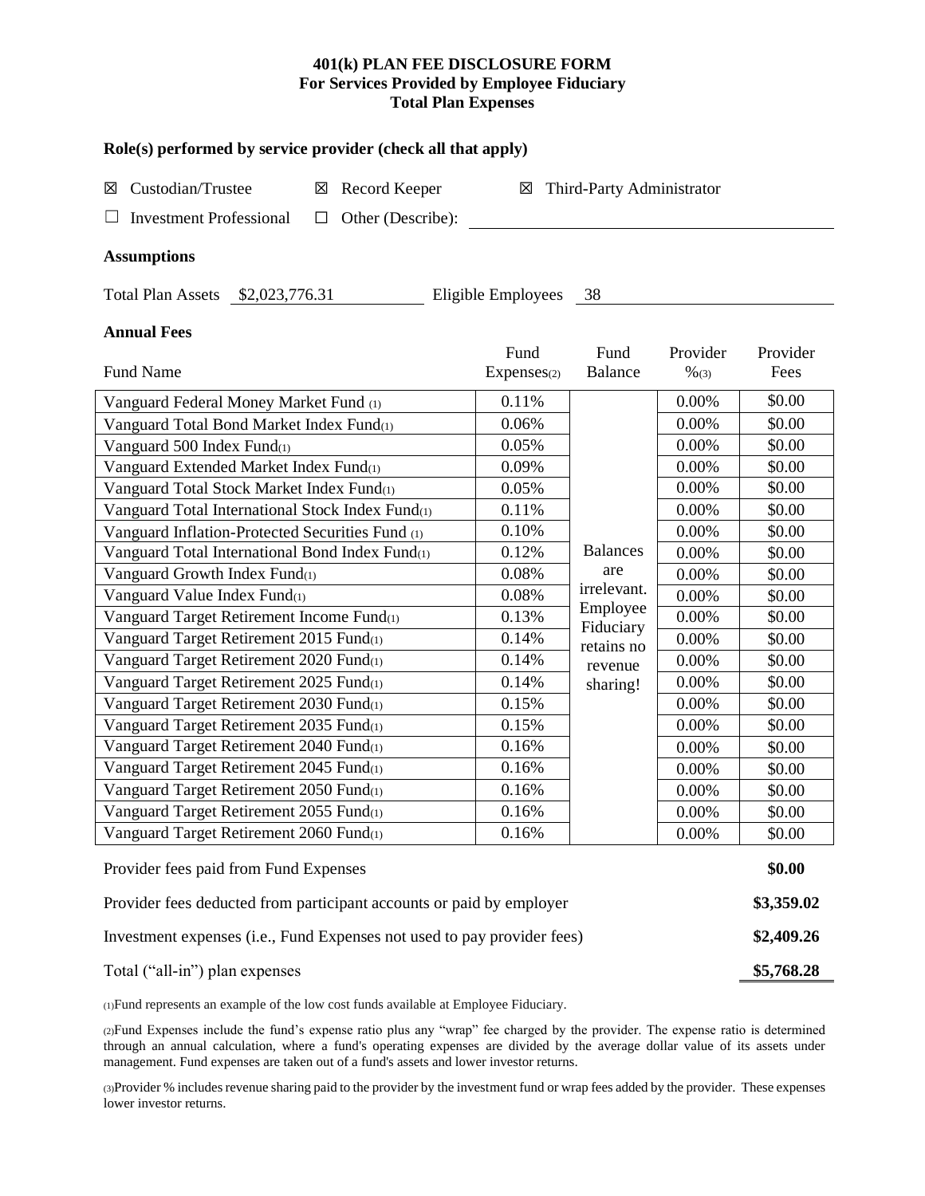**401(k) PLAN FEE DISCLOSURE FORM**
**For Services Provided by Employee Fiduciary**
**Total Plan Expenses**

**Role(s) performed by service provider (check all that apply)**

☒ Custodian/Trustee ☒ Record Keeper ☒ Third-Party Administrator

☐ Investment Professional ☐ Other (Describe):

**Assumptions**

Total Plan Assets $2,023,776.31 Eligible Employees 38

**Annual Fees**

| Fund Name | Fund Expenses(2) | Fund Balance | Provider %(3) | Provider Fees |
|---|---|---|---|---|
| Vanguard Federal Money Market Fund (1) | 0.11% | Balances are irrelevant. Employee Fiduciary retains no revenue sharing! | 0.00% | $0.00 |
| Vanguard Total Bond Market Index Fund(1) | 0.06% | | 0.00% | $0.00 |
| Vanguard 500 Index Fund(1) | 0.05% | | 0.00% | $0.00 |
| Vanguard Extended Market Index Fund(1) | 0.09% | | 0.00% | $0.00 |
| Vanguard Total Stock Market Index Fund(1) | 0.05% | | 0.00% | $0.00 |
| Vanguard Total International Stock Index Fund(1) | 0.11% | | 0.00% | $0.00 |
| Vanguard Inflation-Protected Securities Fund (1) | 0.10% | | 0.00% | $0.00 |
| Vanguard Total International Bond Index Fund(1) | 0.12% | | 0.00% | $0.00 |
| Vanguard Growth Index Fund(1) | 0.08% | | 0.00% | $0.00 |
| Vanguard Value Index Fund(1) | 0.08% | | 0.00% | $0.00 |
| Vanguard Target Retirement Income Fund(1) | 0.13% | | 0.00% | $0.00 |
| Vanguard Target Retirement 2015 Fund(1) | 0.14% | | 0.00% | $0.00 |
| Vanguard Target Retirement 2020 Fund(1) | 0.14% | | 0.00% | $0.00 |
| Vanguard Target Retirement 2025 Fund(1) | 0.14% | | 0.00% | $0.00 |
| Vanguard Target Retirement 2030 Fund(1) | 0.15% | | 0.00% | $0.00 |
| Vanguard Target Retirement 2035 Fund(1) | 0.15% | | 0.00% | $0.00 |
| Vanguard Target Retirement 2040 Fund(1) | 0.16% | | 0.00% | $0.00 |
| Vanguard Target Retirement 2045 Fund(1) | 0.16% | | 0.00% | $0.00 |
| Vanguard Target Retirement 2050 Fund(1) | 0.16% | | 0.00% | $0.00 |
| Vanguard Target Retirement 2055 Fund(1) | 0.16% | | 0.00% | $0.00 |
| Vanguard Target Retirement 2060 Fund(1) | 0.16% | | 0.00% | $0.00 |

| | |
|---|---|
| Provider fees paid from Fund Expenses | **$0.00** |
| Provider fees deducted from participant accounts or paid by employer | **$3,359.02** |
| Investment expenses (i.e., Fund Expenses not used to pay provider fees) | **$2,409.26** |
| Total ("all-in") plan expenses | **$5,768.28** |

(1)Fund represents an example of the low cost funds available at Employee Fiduciary.

(2)Fund Expenses include the fund's expense ratio plus any "wrap" fee charged by the provider. The expense ratio is determined through an annual calculation, where a fund's operating expenses are divided by the average dollar value of its assets under management. Fund expenses are taken out of a fund's assets and lower investor returns.

(3)Provider % includes revenue sharing paid to the provider by the investment fund or wrap fees added by the provider. These expenses lower investor returns.